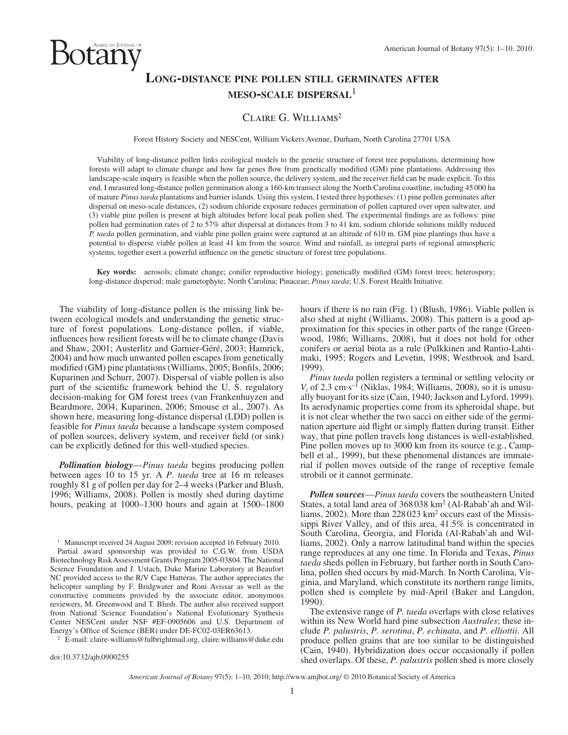# Long-distance pine pollen still germinates after meso-scale dispersal[1]

Claire G. Williams[2]

Forest History Society and NESCent, William Vickers Avenue, Durham, North Carolina 27701 USA

Viability of long-distance pollen links ecological models to the genetic structure of forest tree populations, determining how forests will adapt to climate change and how far genes flow from genetically modified (GM) pine plantations. Addressing this landscape-scale inquiry is feasible when the pollen source, the delivery system, and the receiver field can be made explicit. To this end, I measured long-distance pollen germination along a 160-km transect along the North Carolina coastline, including 45 000 ha of mature *Pinus taeda* plantations and barrier islands. Using this system, I tested three hypotheses: (1) pine pollen germinates after dispersal on meso-scale distances, (2) sodium chloride exposure reduces germination of pollen captured over open saltwater, and (3) viable pine pollen is present at high altitudes before local peak pollen shed. The experimental findings are as follows: pine pollen had germination rates of 2 to 57% after dispersal at distances from 3 to 41 km, sodium chloride solutions mildly reduced *P. taeda* pollen germination, and viable pine pollen grains were captured at an altitude of 610 m. GM pine plantings thus have a potential to disperse viable pollen at least 41 km from the source. Wind and rainfall, as integral parts of regional atmospheric systems, together exert a powerful influence on the genetic structure of forest tree populations.

**Key words:** aerosols; climate change; conifer reproductive biology; genetically modified (GM) forest trees; heterospory; long-distance dispersal; male gametophyte; North Carolina; Pinaceae; *Pinus taeda*; U.S. Forest Health Initiative.

The viability of long-distance pollen is the missing link between ecological models and understanding the genetic structure of forest populations. Long-distance pollen, if viable, influences how resilient forests will be to climate change (Davis and Shaw, 2001; Austerlitz and Garnier-Géré, 2003; Hamrick, 2004) and how much unwanted pollen escapes from genetically modified (GM) pine plantations (Williams, 2005; Bonfils, 2006; Kuparinen and Schurr, 2007). Dispersal of viable pollen is also part of the scientific framework behind the U. S. regulatory decision-making for GM forest trees (van Frankenhuyzen and Beardmore, 2004; Kuparinen, 2006; Smouse et al., 2007). As shown here, measuring long-distance dispersal (LDD) pollen is feasible for *Pinus taeda* because a landscape system composed of pollen sources, delivery system, and receiver field (or sink) can be explicitly defined for this well-studied species.

***Pollination biology***—*Pinus taeda* begins producing pollen between ages 10 to 15 yr. A *P. taeda* tree at 16 m releases roughly 81 g of pollen per day for 2–4 weeks (Parker and Blush, 1996; Williams, 2008). Pollen is mostly shed during daytime hours, peaking at 1000–1300 hours and again at 1500–1800 hours if there is no rain (Fig. 1) (Blush, 1986). Viable pollen is also shed at night (Williams, 2008). This pattern is a good approximation for this species in other parts of the range (Greenwood, 1986; Williams, 2008), but it does not hold for other conifers or aerial biota as a rule (Pulkkinen and Rantio-Lahtimaki, 1995; Rogers and Levetin, 1998; Westbrook and Isard, 1999).

*Pinus taeda* pollen registers a terminal or settling velocity or $V_t$ of 2.3 cm·s$^{-1}$ (Niklas, 1984; Williams, 2008), so it is unusually buoyant for its size (Cain, 1940; Jackson and Lyford, 1999). Its aerodynamic properties come from its spheroidal shape, but it is not clear whether the two sacci on either side of the germination aperture aid flight or simply flatten during transit. Either way, that pine pollen travels long distances is well-established. Pine pollen moves up to 3000 km from its source (e.g., Campbell et al., 1999), but these phenomenal distances are immaterial if pollen moves outside of the range of receptive female strobili or it cannot germinate.

***Pollen sources***—*Pinus taeda* covers the southeastern United States, a total land area of 368 038 km$^2$ (Al-Rabab'ah and Williams, 2002). More than 228 023 km$^2$ occurs east of the Mississippi River Valley, and of this area, 41.5% is concentrated in South Carolina, Georgia, and Florida (Al-Rabab'ah and Williams, 2002). Only a narrow latitudinal band within the species range reproduces at any one time. In Florida and Texas, *Pinus taeda* sheds pollen in February, but farther north in South Carolina, pollen shed occurs by mid-March. In North Carolina, Virginia, and Maryland, which constitute its northern range limits, pollen shed is complete by mid-April (Baker and Langdon, 1990).

The extensive range of *P. taeda* overlaps with close relatives within its New World hard pine subsection *Australes*; these include *P. palustris*, *P. serotina*, *P. echinata*, and *P. elliottii*. All produce pollen grains that are too similar to be distinguished (Cain, 1940). Hybridization does occur occasionally if pollen shed overlaps. Of these, *P. palustris* pollen shed is more closely

---

[1] Manuscript received 24 August 2009; revision accepted 16 February 2010.

Partial award sponsorship was provided to C.G.W. from USDA Biotechnology Risk Assessment Grants Program 2005-03804. The National Science Foundation and J. Ustach, Duke Marine Laboratory at Beaufort NC provided access to the R/V Cape Hatteras. The author appreciates the helicopter sampling by F. Bridgwater and Roni Avissar as well as the constructive comments provided by the associate editor, anonymous reviewers, M. Greenwood and T. Blush. The author also received support from National Science Foundation's National Evolutionary Synthesis Center NESCent under NSF #EF-0905606 and U.S. Department of Energy's Office of Science (BER) under DE-FC02-03ER63613.

[2] E-mail: claire-williams@fulbrightmail.org, claire.williams@duke.edu

doi:10.3732/ajb.0900255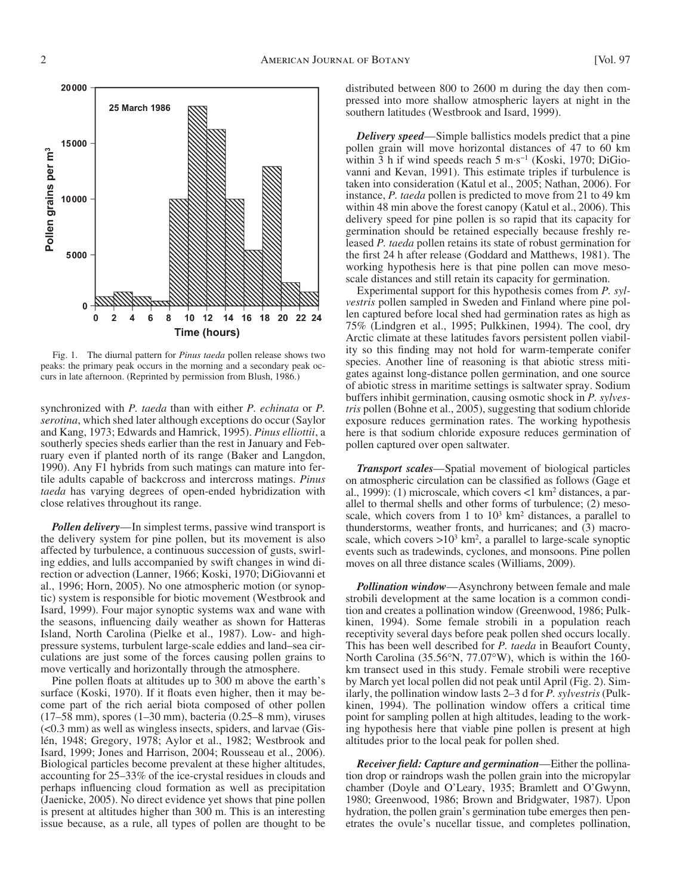Fig. 1. The diurnal pattern for *Pinus taeda* pollen release shows two peaks: the primary peak occurs in the morning and a secondary peak occurs in late afternoon. (Reprinted by permission from Blush, 1986.)

synchronized with *P. taeda* than with either *P. echinata* or *P. serotina*, which shed later although exceptions do occur (Saylor and Kang, 1973; Edwards and Hamrick, 1995). *Pinus elliottii*, a southerly species sheds earlier than the rest in January and February even if planted north of its range (Baker and Langdon, 1990). Any F1 hybrids from such matings can mature into fertile adults capable of backcross and intercross matings. *Pinus taeda* has varying degrees of open-ended hybridization with close relatives throughout its range.

***Pollen delivery***—In simplest terms, passive wind transport is the delivery system for pine pollen, but its movement is also affected by turbulence, a continuous succession of gusts, swirling eddies, and lulls accompanied by swift changes in wind direction or advection (Lanner, 1966; Koski, 1970; DiGiovanni et al., 1996; Horn, 2005). No one atmospheric motion (or synoptic) system is responsible for biotic movement (Westbrook and Isard, 1999). Four major synoptic systems wax and wane with the seasons, influencing daily weather as shown for Hatteras Island, North Carolina (Pielke et al., 1987). Low- and high-pressure systems, turbulent large-scale eddies and land–sea circulations are just some of the forces causing pollen grains to move vertically and horizontally through the atmosphere.

Pine pollen floats at altitudes up to 300 m above the earth's surface (Koski, 1970). If it floats even higher, then it may become part of the rich aerial biota composed of other pollen (17–58 mm), spores (1–30 mm), bacteria (0.25–8 mm), viruses (<0.3 mm) as well as wingless insects, spiders, and larvae (Gislén, 1948; Gregory, 1978; Aylor et al., 1982; Westbrook and Isard, 1999; Jones and Harrison, 2004; Rousseau et al., 2006). Biological particles become prevalent at these higher altitudes, accounting for 25–33% of the ice-crystal residues in clouds and perhaps influencing cloud formation as well as precipitation (Jaenicke, 2005). No direct evidence yet shows that pine pollen is present at altitudes higher than 300 m. This is an interesting issue because, as a rule, all types of pollen are thought to be distributed between 800 to 2600 m during the day then compressed into more shallow atmospheric layers at night in the southern latitudes (Westbrook and Isard, 1999).

***Delivery speed***—Simple ballistics models predict that a pine pollen grain will move horizontal distances of 47 to 60 km within 3 h if wind speeds reach 5 $m \cdot s^{-1}$ (Koski, 1970; DiGiovanni and Kevan, 1991). This estimate triples if turbulence is taken into consideration (Katul et al., 2005; Nathan, 2006). For instance, *P. taeda* pollen is predicted to move from 21 to 49 km within 48 min above the forest canopy (Katul et al., 2006). This delivery speed for pine pollen is so rapid that its capacity for germination should be retained especially because freshly released *P. taeda* pollen retains its state of robust germination for the first 24 h after release (Goddard and Matthews, 1981). The working hypothesis here is that pine pollen can move mesoscale distances and still retain its capacity for germination.

Experimental support for this hypothesis comes from *P. sylvestris* pollen sampled in Sweden and Finland where pine pollen captured before local shed had germination rates as high as 75% (Lindgren et al., 1995; Pulkkinen, 1994). The cool, dry Arctic climate at these latitudes favors persistent pollen viability so this finding may not hold for warm-temperate conifer species. Another line of reasoning is that abiotic stress mitigates against long-distance pollen germination, and one source of abiotic stress in maritime settings is saltwater spray. Sodium buffers inhibit germination, causing osmotic shock in *P. sylvestris* pollen (Bohne et al., 2005), suggesting that sodium chloride exposure reduces germination rates. The working hypothesis here is that sodium chloride exposure reduces germination of pollen captured over open saltwater.

***Transport scales***—Spatial movement of biological particles on atmospheric circulation can be classified as follows (Gage et al., 1999): (1) microscale, which covers <1 $km^2$ distances, a parallel to thermal shells and other forms of turbulence; (2) mesoscale, which covers from 1 to $10^3$ $km^2$ distances, a parallel to thunderstorms, weather fronts, and hurricanes; and (3) macroscale, which covers >$10^3$ $km^2$, a parallel to large-scale synoptic events such as tradewinds, cyclones, and monsoons. Pine pollen moves on all three distance scales (Williams, 2009).

***Pollination window***—Asynchrony between female and male strobili development at the same location is a common condition and creates a pollination window (Greenwood, 1986; Pulkkinen, 1994). Some female strobili in a population reach receptivity several days before peak pollen shed occurs locally. This has been well described for *P. taeda* in Beaufort County, North Carolina (35.56°N, 77.07°W), which is within the 160-km transect used in this study. Female strobili were receptive by March yet local pollen did not peak until April (Fig. 2). Similarly, the pollination window lasts 2–3 d for *P. sylvestris* (Pulkkinen, 1994). The pollination window offers a critical time point for sampling pollen at high altitudes, leading to the working hypothesis here that viable pine pollen is present at high altitudes prior to the local peak for pollen shed.

***Receiver field: Capture and germination***—Either the pollination drop or raindrops wash the pollen grain into the micropylar chamber (Doyle and O'Leary, 1935; Bramlett and O'Gwynn, 1980; Greenwood, 1986; Brown and Bridgwater, 1987). Upon hydration, the pollen grain's germination tube emerges then penetrates the ovule's nucellar tissue, and completes pollination,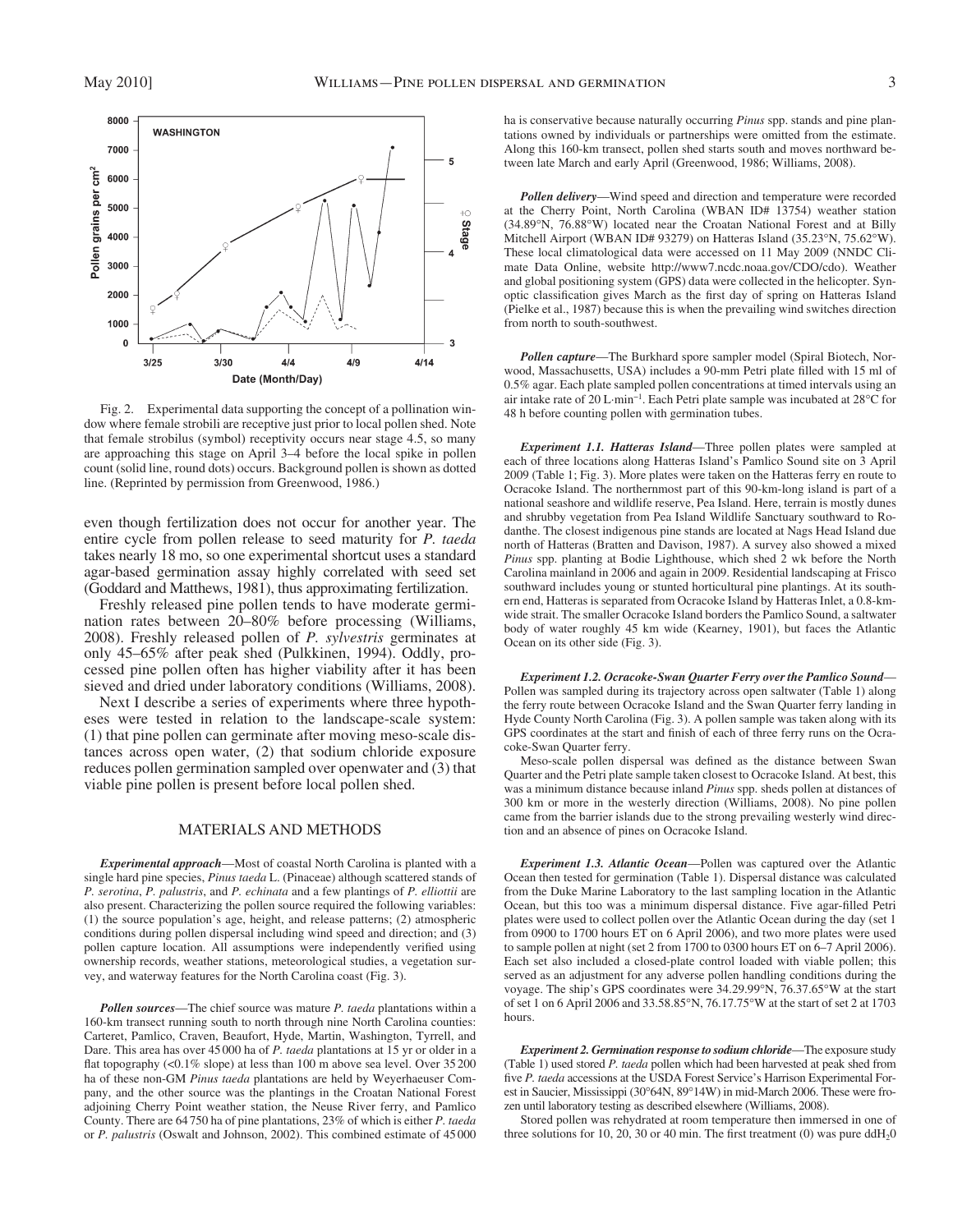Fig. 2. Experimental data supporting the concept of a pollination window where female strobili are receptive just prior to local pollen shed. Note that female strobilus (symbol) receptivity occurs near stage 4.5, so many are approaching this stage on April 3–4 before the local spike in pollen count (solid line, round dots) occurs. Background pollen is shown as dotted line. (Reprinted by permission from Greenwood, 1986.)

even though fertilization does not occur for another year. The entire cycle from pollen release to seed maturity for *P. taeda* takes nearly 18 mo, so one experimental shortcut uses a standard agar-based germination assay highly correlated with seed set (Goddard and Matthews, 1981), thus approximating fertilization.

Freshly released pine pollen tends to have moderate germination rates between 20–80% before processing (Williams, 2008). Freshly released pollen of *P. sylvestris* germinates at only 45–65% after peak shed (Pulkkinen, 1994). Oddly, processed pine pollen often has higher viability after it has been sieved and dried under laboratory conditions (Williams, 2008).

Next I describe a series of experiments where three hypotheses were tested in relation to the landscape-scale system: (1) that pine pollen can germinate after moving meso-scale distances across open water, (2) that sodium chloride exposure reduces pollen germination sampled over openwater and (3) that viable pine pollen is present before local pollen shed.

## MATERIALS AND METHODS

***Experimental approach***—Most of coastal North Carolina is planted with a single hard pine species, *Pinus taeda* L. (Pinaceae) although scattered stands of *P. serotina*, *P. palustris*, and *P. echinata* and a few plantings of *P. elliottii* are also present. Characterizing the pollen source required the following variables: (1) the source population's age, height, and release patterns; (2) atmospheric conditions during pollen dispersal including wind speed and direction; and (3) pollen capture location. All assumptions were independently verified using ownership records, weather stations, meteorological studies, a vegetation survey, and waterway features for the North Carolina coast (Fig. 3).

***Pollen sources***—The chief source was mature *P. taeda* plantations within a 160-km transect running south to north through nine North Carolina counties: Carteret, Pamlico, Craven, Beaufort, Hyde, Martin, Washington, Tyrrell, and Dare. This area has over 45 000 ha of *P. taeda* plantations at 15 yr or older in a flat topography (<0.1% slope) at less than 100 m above sea level. Over 35 200 ha of these non-GM *Pinus taeda* plantations are held by Weyerhaeuser Company, and the other source was the plantings in the Croatan National Forest adjoining Cherry Point weather station, the Neuse River ferry, and Pamlico County. There are 64 750 ha of pine plantations, 23% of which is either *P. taeda* or *P. palustris* (Oswalt and Johnson, 2002). This combined estimate of 45 000 ha is conservative because naturally occurring *Pinus* spp. stands and pine plantations owned by individuals or partnerships were omitted from the estimate. Along this 160-km transect, pollen shed starts south and moves northward between late March and early April (Greenwood, 1986; Williams, 2008).

***Pollen delivery***—Wind speed and direction and temperature were recorded at the Cherry Point, North Carolina (WBAN ID# 13754) weather station (34.89°N, 76.88°W) located near the Croatan National Forest and at Billy Mitchell Airport (WBAN ID# 93279) on Hatteras Island (35.23°N, 75.62°W). These local climatological data were accessed on 11 May 2009 (NNDC Climate Data Online, website http://www7.ncdc.noaa.gov/CDO/cdo). Weather and global positioning system (GPS) data were collected in the helicopter. Synoptic classification gives March as the first day of spring on Hatteras Island (Pielke et al., 1987) because this is when the prevailing wind switches direction from north to south-southwest.

***Pollen capture***—The Burkhard spore sampler model (Spiral Biotech, Norwood, Massachusetts, USA) includes a 90-mm Petri plate filled with 15 ml of 0.5% agar. Each plate sampled pollen concentrations at timed intervals using an air intake rate of 20 L·min$^{-1}$. Each Petri plate sample was incubated at 28°C for 48 h before counting pollen with germination tubes.

***Experiment 1.1. Hatteras Island***—Three pollen plates were sampled at each of three locations along Hatteras Island's Pamlico Sound site on 3 April 2009 (Table 1; Fig. 3). More plates were taken on the Hatteras ferry en route to Ocracoke Island. The northernmost part of this 90-km-long island is part of a national seashore and wildlife reserve, Pea Island. Here, terrain is mostly dunes and shrubby vegetation from Pea Island Wildlife Sanctuary southward to Rodanthe. The closest indigenous pine stands are located at Nags Head Island due north of Hatteras (Bratten and Davison, 1987). A survey also showed a mixed *Pinus* spp. planting at Bodie Lighthouse, which shed 2 wk before the North Carolina mainland in 2006 and again in 2009. Residential landscaping at Frisco southward includes young or stunted horticultural pine plantings. At its southern end, Hatteras is separated from Ocracoke Island by Hatteras Inlet, a 0.8-km-wide strait. The smaller Ocracoke Island borders the Pamlico Sound, a saltwater body of water roughly 45 km wide (Kearney, 1901), but faces the Atlantic Ocean on its other side (Fig. 3).

***Experiment 1.2. Ocracoke-Swan Quarter Ferry over the Pamlico Sound***—Pollen was sampled during its trajectory across open saltwater (Table 1) along the ferry route between Ocracoke Island and the Swan Quarter ferry landing in Hyde County North Carolina (Fig. 3). A pollen sample was taken along with its GPS coordinates at the start and finish of each of three ferry runs on the Ocracoke-Swan Quarter ferry.

Meso-scale pollen dispersal was defined as the distance between Swan Quarter and the Petri plate sample taken closest to Ocracoke Island. At best, this was a minimum distance because inland *Pinus* spp. sheds pollen at distances of 300 km or more in the westerly direction (Williams, 2008). No pine pollen came from the barrier islands due to the strong prevailing westerly wind direction and an absence of pines on Ocracoke Island.

***Experiment 1.3. Atlantic Ocean***—Pollen was captured over the Atlantic Ocean then tested for germination (Table 1). Dispersal distance was calculated from the Duke Marine Laboratory to the last sampling location in the Atlantic Ocean, but this too was a minimum dispersal distance. Five agar-filled Petri plates were used to collect pollen over the Atlantic Ocean during the day (set 1 from 0900 to 1700 hours ET on 6 April 2006), and two more plates were used to sample pollen at night (set 2 from 1700 to 0300 hours ET on 6–7 April 2006). Each set also included a closed-plate control loaded with viable pollen; this served as an adjustment for any adverse pollen handling conditions during the voyage. The ship's GPS coordinates were 34.29.99°N, 76.37.65°W at the start of set 1 on 6 April 2006 and 33.58.85°N, 76.17.75°W at the start of set 2 at 1703 hours.

***Experiment 2. Germination response to sodium chloride***—The exposure study (Table 1) used stored *P. taeda* pollen which had been harvested at peak shed from five *P. taeda* accessions at the USDA Forest Service's Harrison Experimental Forest in Saucier, Mississippi (30°64N, 89°14W) in mid-March 2006. These were frozen until laboratory testing as described elsewhere (Williams, 2008).

Stored pollen was rehydrated at room temperature then immersed in one of three solutions for 10, 20, 30 or 40 min. The first treatment (0) was pure dd$H_2$0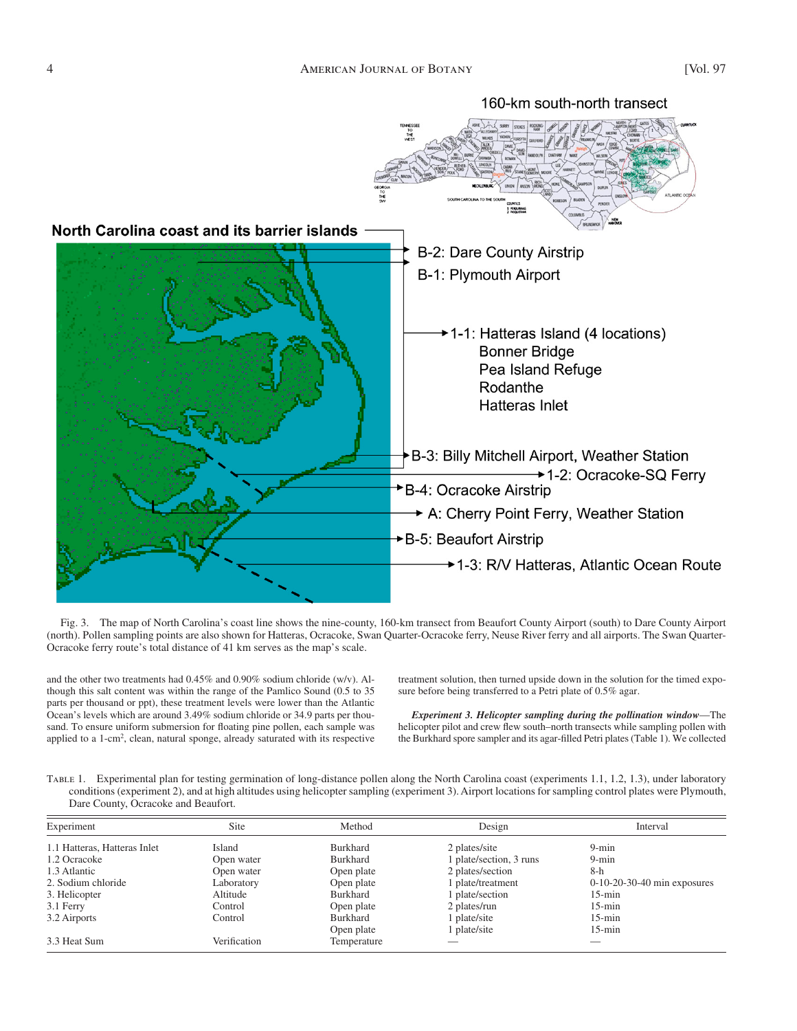Fig. 3. The map of North Carolina's coast line shows the nine-county, 160-km transect from Beaufort County Airport (south) to Dare County Airport (north). Pollen sampling points are also shown for Hatteras, Ocracoke, Swan Quarter-Ocracoke ferry, Neuse River ferry and all airports. The Swan Quarter-Ocracoke ferry route's total distance of 41 km serves as the map's scale.

and the other two treatments had 0.45% and 0.90% sodium chloride (w/v). Although this salt content was within the range of the Pamlico Sound (0.5 to 35 parts per thousand or ppt), these treatment levels were lower than the Atlantic Ocean's levels which are around 3.49% sodium chloride or 34.9 parts per thousand. To ensure uniform submersion for floating pine pollen, each sample was applied to a 1-cm$^2$, clean, natural sponge, already saturated with its respective treatment solution, then turned upside down in the solution for the timed exposure before being transferred to a Petri plate of 0.5% agar.

***Experiment 3. Helicopter sampling during the pollination window***—The helicopter pilot and crew flew south–north transects while sampling pollen with the Burkhard spore sampler and its agar-filled Petri plates (Table 1). We collected

Table 1. Experimental plan for testing germination of long-distance pollen along the North Carolina coast (experiments 1.1, 1.2, 1.3), under laboratory conditions (experiment 2), and at high altitudes using helicopter sampling (experiment 3). Airport locations for sampling control plates were Plymouth, Dare County, Ocracoke and Beaufort.

| Experiment | Site | Method | Design | Interval |
|---|---|---|---|---|
| 1.1 Hatteras, Hatteras Inlet | Island | Burkhard | 2 plates/site | 9-min |
| 1.2 Ocracoke | Open water | Burkhard | 1 plate/section, 3 runs | 9-min |
| 1.3 Atlantic | Open water | Open plate | 2 plates/section | 8-h |
| 2. Sodium chloride | Laboratory | Open plate | 1 plate/treatment | 0-10-20-30-40 min exposures |
| 3. Helicopter | Altitude | Burkhard | 1 plate/section | 15-min |
| 3.1 Ferry | Control | Open plate | 2 plates/run | 15-min |
| 3.2 Airports | Control | Burkhard | 1 plate/site | 15-min |
| | | Open plate | 1 plate/site | 15-min |
| 3.3 Heat Sum | Verification | Temperature | — | — |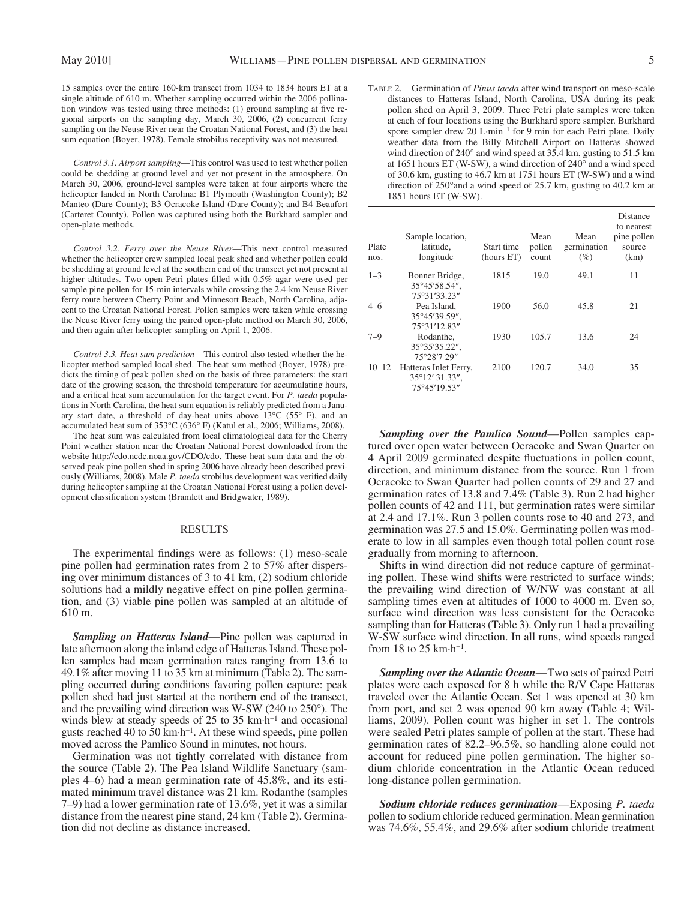15 samples over the entire 160-km transect from 1034 to 1834 hours ET at a single altitude of 610 m. Whether sampling occurred within the 2006 pollination window was tested using three methods: (1) ground sampling at five regional airports on the sampling day, March 30, 2006, (2) concurrent ferry sampling on the Neuse River near the Croatan National Forest, and (3) the heat sum equation (Boyer, 1978). Female strobilus receptivity was not measured.

*Control 3.1. Airport sampling*—This control was used to test whether pollen could be shedding at ground level and yet not present in the atmosphere. On March 30, 2006, ground-level samples were taken at four airports where the helicopter landed in North Carolina: B1 Plymouth (Washington County); B2 Manteo (Dare County); B3 Ocracoke Island (Dare County); and B4 Beaufort (Carteret County). Pollen was captured using both the Burkhard sampler and open-plate methods.

*Control 3.2. Ferry over the Neuse River*—This next control measured whether the helicopter crew sampled local peak shed and whether pollen could be shedding at ground level at the southern end of the transect yet not present at higher altitudes. Two open Petri plates filled with 0.5% agar were used per sample pine pollen for 15-min intervals while crossing the 2.4-km Neuse River ferry route between Cherry Point and Minnesott Beach, North Carolina, adjacent to the Croatan National Forest. Pollen samples were taken while crossing the Neuse River ferry using the paired open-plate method on March 30, 2006, and then again after helicopter sampling on April 1, 2006.

*Control 3.3. Heat sum prediction*—This control also tested whether the helicopter method sampled local shed. The heat sum method (Boyer, 1978) predicts the timing of peak pollen shed on the basis of three parameters: the start date of the growing season, the threshold temperature for accumulating hours, and a critical heat sum accumulation for the target event. For *P. taeda* populations in North Carolina, the heat sum equation is reliably predicted from a January start date, a threshold of day-heat units above 13°C (55° F), and an accumulated heat sum of 353°C (636° F) (Katul et al., 2006; Williams, 2008).

The heat sum was calculated from local climatological data for the Cherry Point weather station near the Croatan National Forest downloaded from the website http://cdo.ncdc.noaa.gov/CDO/cdo. These heat sum data and the observed peak pine pollen shed in spring 2006 have already been described previously (Williams, 2008). Male *P. taeda* strobilus development was verified daily during helicopter sampling at the Croatan National Forest using a pollen development classification system (Bramlett and Bridgwater, 1989).

## RESULTS

The experimental findings were as follows: (1) meso-scale pine pollen had germination rates from 2 to 57% after dispersing over minimum distances of 3 to 41 km, (2) sodium chloride solutions had a mildly negative effect on pine pollen germination, and (3) viable pine pollen was sampled at an altitude of 610 m.

***Sampling on Hatteras Island***—Pine pollen was captured in late afternoon along the inland edge of Hatteras Island. These pollen samples had mean germination rates ranging from 13.6 to 49.1% after moving 11 to 35 km at minimum (Table 2). The sampling occurred during conditions favoring pollen capture: peak pollen shed had just started at the northern end of the transect, and the prevailing wind direction was W-SW (240 to 250°). The winds blew at steady speeds of 25 to 35 km·h$^{-1}$ and occasional gusts reached 40 to 50 km·h$^{-1}$. At these wind speeds, pine pollen moved across the Pamlico Sound in minutes, not hours.

Germination was not tightly correlated with distance from the source (Table 2). The Pea Island Wildlife Sanctuary (samples 4–6) had a mean germination rate of 45.8%, and its estimated minimum travel distance was 21 km. Rodanthe (samples 7–9) had a lower germination rate of 13.6%, yet it was a similar distance from the nearest pine stand, 24 km (Table 2). Germination did not decline as distance increased.

Table 2. Germination of *Pinus taeda* after wind transport on meso-scale distances to Hatteras Island, North Carolina, USA during its peak pollen shed on April 3, 2009. Three Petri plate samples were taken at each of four locations using the Burkhard spore sampler. Burkhard spore sampler drew 20 L·min$^{-1}$ for 9 min for each Petri plate. Daily weather data from the Billy Mitchell Airport on Hatteras showed wind direction of 240° and wind speed at 35.4 km, gusting to 51.5 km at 1651 hours ET (W-SW), a wind direction of 240° and a wind speed of 30.6 km, gusting to 46.7 km at 1751 hours ET (W-SW) and a wind direction of 250°and a wind speed of 25.7 km, gusting to 40.2 km at 1851 hours ET (W-SW).

| Plate nos. | Sample location, latitude, longitude | Start time (hours ET) | Mean pollen count | Mean germination (%) | Distance to nearest pine pollen source (km) |
|---|---|---|---|---|---|
| 1–3 | Bonner Bridge, 35°45′58.54″, 75°31′33.23″ | 1815 | 19.0 | 49.1 | 11 |
| 4–6 | Pea Island, 35°45′39.59″, 75°31′12.83″ | 1900 | 56.0 | 45.8 | 21 |
| 7–9 | Rodanthe, 35°35′35.22″, 75°28′7 29″ | 1930 | 105.7 | 13.6 | 24 |
| 10–12 | Hatteras Inlet Ferry, 35°12′ 31.33″, 75°45′19.53″ | 2100 | 120.7 | 34.0 | 35 |

***Sampling over the Pamlico Sound***—Pollen samples captured over open water between Ocracoke and Swan Quarter on 4 April 2009 germinated despite fluctuations in pollen count, direction, and minimum distance from the source. Run 1 from Ocracoke to Swan Quarter had pollen counts of 29 and 27 and germination rates of 13.8 and 7.4% (Table 3). Run 2 had higher pollen counts of 42 and 111, but germination rates were similar at 2.4 and 17.1%. Run 3 pollen counts rose to 40 and 273, and germination was 27.5 and 15.0%. Germinating pollen was moderate to low in all samples even though total pollen count rose gradually from morning to afternoon.

Shifts in wind direction did not reduce capture of germinating pollen. These wind shifts were restricted to surface winds; the prevailing wind direction of W/NW was constant at all sampling times even at altitudes of 1000 to 4000 m. Even so, surface wind direction was less consistent for the Ocracoke sampling than for Hatteras (Table 3). Only run 1 had a prevailing W-SW surface wind direction. In all runs, wind speeds ranged from 18 to 25 km·h$^{-1}$.

***Sampling over the Atlantic Ocean***—Two sets of paired Petri plates were each exposed for 8 h while the R/V Cape Hatteras traveled over the Atlantic Ocean. Set 1 was opened at 30 km from port, and set 2 was opened 90 km away (Table 4; Williams, 2009). Pollen count was higher in set 1. The controls were sealed Petri plates sample of pollen at the start. These had germination rates of 82.2–96.5%, so handling alone could not account for reduced pine pollen germination. The higher sodium chloride concentration in the Atlantic Ocean reduced long-distance pollen germination.

***Sodium chloride reduces germination***—Exposing *P. taeda* pollen to sodium chloride reduced germination. Mean germination was 74.6%, 55.4%, and 29.6% after sodium chloride treatment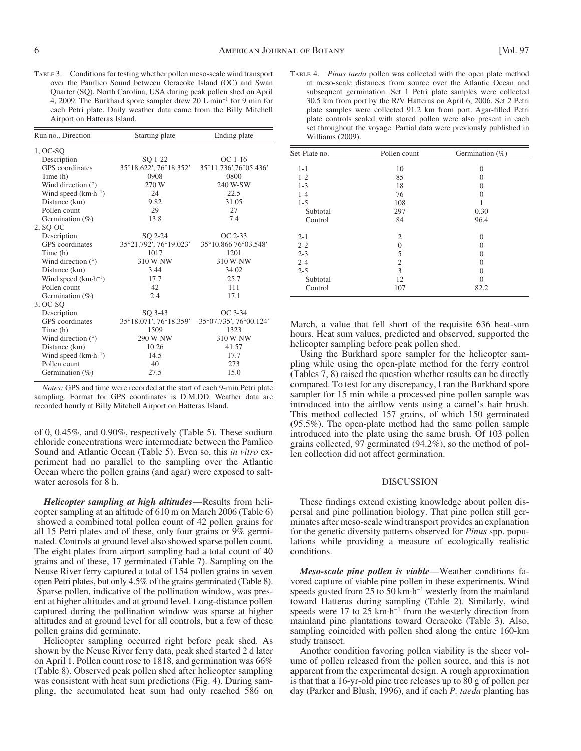Table 3. Conditions for testing whether pollen meso-scale wind transport over the Pamlico Sound between Ocracoke Island (OC) and Swan Quarter (SQ), North Carolina, USA during peak pollen shed on April 4, 2009. The Burkhard spore sampler drew 20 L·min$^{-1}$ for 9 min for each Petri plate. Daily weather data came from the Billy Mitchell Airport on Hatteras Island.

| Run no., Direction | Starting plate | Ending plate |
|---|---|---|
| 1, OC-SQ | | |
| Description | SQ 1-22 | OC 1-16 |
| GPS coordinates | 35°18.622′, 76°18.352′ | 35°11.736′,76°05.436′ |
| Time (h) | 0908 | 0800 |
| Wind direction (°) | 270 W | 240 W-SW |
| Wind speed (km·h$^{-1}$) | 24 | 22.5 |
| Distance (km) | 9.82 | 31.05 |
| Pollen count | 29 | 27 |
| Germination (%) | 13.8 | 7.4 |
| 2, SQ-OC | | |
| Description | SQ 2-24 | OC 2-33 |
| GPS coordinates | 35°21.792′, 76°19.023′ | 35°10.866 76°03.548′ |
| Time (h) | 1017 | 1201 |
| Wind direction (°) | 310 W-NW | 310 W-NW |
| Distance (km) | 3.44 | 34.02 |
| Wind speed (km·h$^{-1}$) | 17.7 | 25.7 |
| Pollen count | 42 | 111 |
| Germination (%) | 2.4 | 17.1 |
| 3, OC-SQ | | |
| Description | SQ 3-43 | OC 3-34 |
| GPS coordinates | 35°18.071′, 76°18.359′ | 35°07.735′, 76°00.124′ |
| Time (h) | 1509 | 1323 |
| Wind direction (°) | 290 W-NW | 310 W-NW |
| Distance (km) | 10.26 | 41.57 |
| Wind speed (km·h$^{-1}$) | 14.5 | 17.7 |
| Pollen count | 40 | 273 |
| Germination (%) | 27.5 | 15.0 |

*Notes:* GPS and time were recorded at the start of each 9-min Petri plate sampling. Format for GPS coordinates is D.M.DD. Weather data are recorded hourly at Billy Mitchell Airport on Hatteras Island.

Table 4. *Pinus taeda* pollen was collected with the open plate method at meso-scale distances from source over the Atlantic Ocean and subsequent germination. Set 1 Petri plate samples were collected 30.5 km from port by the R/V Hatteras on April 6, 2006. Set 2 Petri plate samples were collected 91.2 km from port. Agar-filled Petri plate controls sealed with stored pollen were also present in each set throughout the voyage. Partial data were previously published in Williams (2009).

| Set-Plate no. | Pollen count | Germination (%) |
|---|---|---|
| 1-1 | 10 | 0 |
| 1-2 | 85 | 0 |
| 1-3 | 18 | 0 |
| 1-4 | 76 | 0 |
| 1-5 | 108 | 1 |
| Subtotal | 297 | 0.30 |
| Control | 84 | 96.4 |
| 2-1 | 2 | 0 |
| 2-2 | 0 | 0 |
| 2-3 | 5 | 0 |
| 2-4 | 2 | 0 |
| 2-5 | 3 | 0 |
| Subtotal | 12 | 0 |
| Control | 107 | 82.2 |

of 0, 0.45%, and 0.90%, respectively (Table 5). These sodium chloride concentrations were intermediate between the Pamlico Sound and Atlantic Ocean (Table 5). Even so, this *in vitro* experiment had no parallel to the sampling over the Atlantic Ocean where the pollen grains (and agar) were exposed to saltwater aerosols for 8 h.

***Helicopter sampling at high altitudes***—Results from helicopter sampling at an altitude of 610 m on March 2006 (Table 6) showed a combined total pollen count of 42 pollen grains for all 15 Petri plates and of these, only four grains or 9% germinated. Controls at ground level also showed sparse pollen count. The eight plates from airport sampling had a total count of 40 grains and of these, 17 germinated (Table 7). Sampling on the Neuse River ferry captured a total of 154 pollen grains in seven open Petri plates, but only 4.5% of the grains germinated (Table 8). Sparse pollen, indicative of the pollination window, was present at higher altitudes and at ground level. Long-distance pollen captured during the pollination window was sparse at higher altitudes and at ground level for all controls, but a few of these pollen grains did germinate.

Helicopter sampling occurred right before peak shed. As shown by the Neuse River ferry data, peak shed started 2 d later on April 1. Pollen count rose to 1818, and germination was 66% (Table 8). Observed peak pollen shed after helicopter sampling was consistent with heat sum predictions (Fig. 4). During sampling, the accumulated heat sum had only reached 586 on March, a value that fell short of the requisite 636 heat-sum hours. Heat sum values, predicted and observed, supported the helicopter sampling before peak pollen shed.

Using the Burkhard spore sampler for the helicopter sampling while using the open-plate method for the ferry control (Tables 7, 8) raised the question whether results can be directly compared. To test for any discrepancy, I ran the Burkhard spore sampler for 15 min while a processed pine pollen sample was introduced into the airflow vents using a camel's hair brush. This method collected 157 grains, of which 150 germinated (95.5%). The open-plate method had the same pollen sample introduced into the plate using the same brush. Of 103 pollen grains collected, 97 germinated (94.2%), so the method of pollen collection did not affect germination.

## DISCUSSION

These findings extend existing knowledge about pollen dispersal and pine pollination biology. That pine pollen still germinates after meso-scale wind transport provides an explanation for the genetic diversity patterns observed for *Pinus* spp. populations while providing a measure of ecologically realistic conditions.

***Meso-scale pine pollen is viable***—Weather conditions favored capture of viable pine pollen in these experiments. Wind speeds gusted from 25 to 50 km·h$^{-1}$ westerly from the mainland toward Hatteras during sampling (Table 2). Similarly, wind speeds were 17 to 25 km·h$^{-1}$ from the westerly direction from mainland pine plantations toward Ocracoke (Table 3). Also, sampling coincided with pollen shed along the entire 160-km study transect.

Another condition favoring pollen viability is the sheer volume of pollen released from the pollen source, and this is not apparent from the experimental design. A rough approximation is that a 16-yr-old pine tree releases up to 80 g of pollen per day (Parker and Blush, 1996), and if each *P. taeda* planting has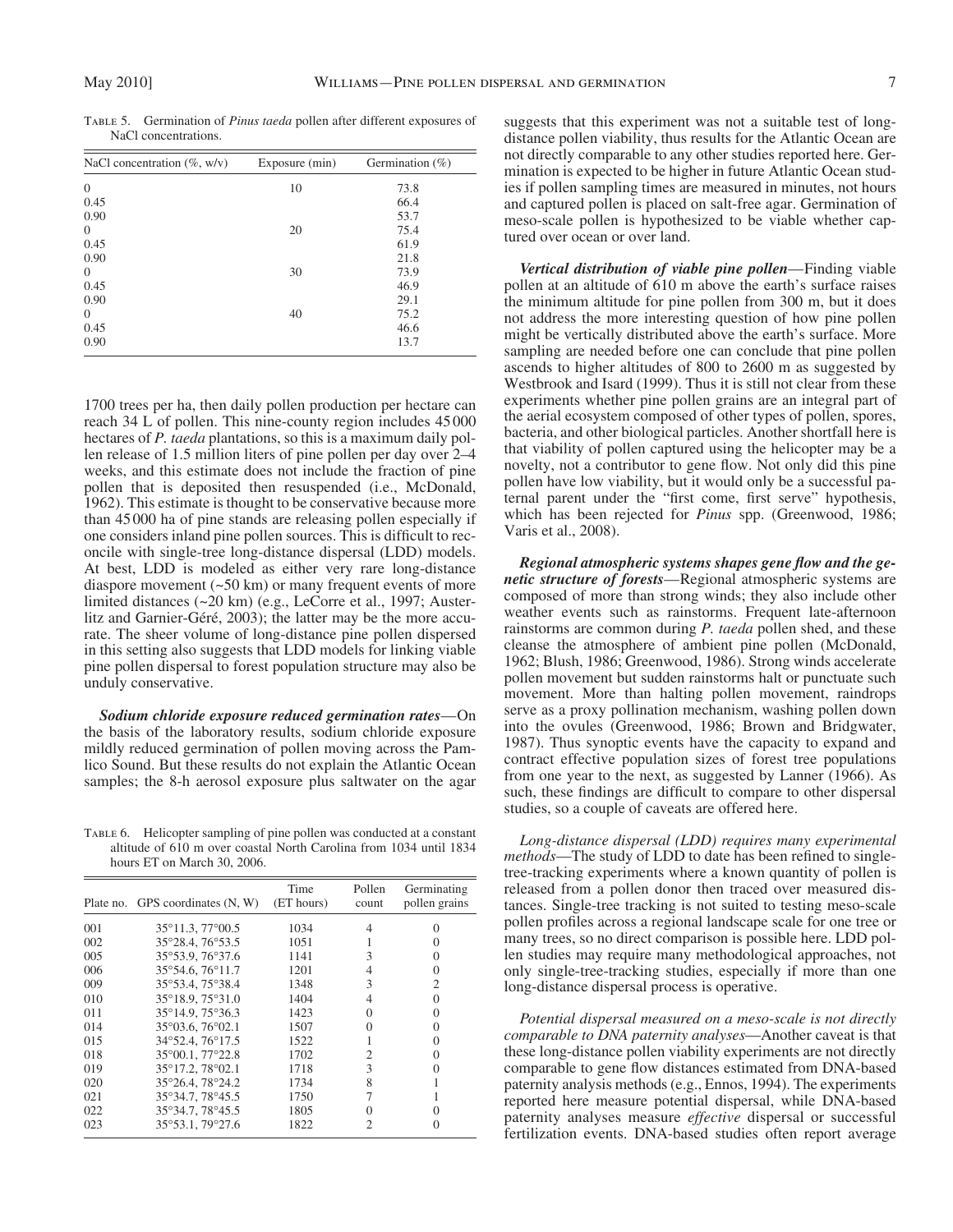Table 5. Germination of *Pinus taeda* pollen after different exposures of NaCl concentrations.

| NaCl concentration (%, w/v) | Exposure (min) | Germination (%) |
|---|---|---|
| 0 | 10 | 73.8 |
| 0.45 | | 66.4 |
| 0.90 | | 53.7 |
| 0 | 20 | 75.4 |
| 0.45 | | 61.9 |
| 0.90 | | 21.8 |
| 0 | 30 | 73.9 |
| 0.45 | | 46.9 |
| 0.90 | | 29.1 |
| 0 | 40 | 75.2 |
| 0.45 | | 46.6 |
| 0.90 | | 13.7 |

1700 trees per ha, then daily pollen production per hectare can reach 34 L of pollen. This nine-county region includes 45 000 hectares of *P. taeda* plantations, so this is a maximum daily pollen release of 1.5 million liters of pine pollen per day over 2–4 weeks, and this estimate does not include the fraction of pine pollen that is deposited then resuspended (i.e., McDonald, 1962). This estimate is thought to be conservative because more than 45 000 ha of pine stands are releasing pollen especially if one considers inland pine pollen sources. This is difficult to reconcile with single-tree long-distance dispersal (LDD) models. At best, LDD is modeled as either very rare long-distance diaspore movement (~50 km) or many frequent events of more limited distances (~20 km) (e.g., LeCorre et al., 1997; Austerlitz and Garnier-Géré, 2003); the latter may be the more accurate. The sheer volume of long-distance pine pollen dispersed in this setting also suggests that LDD models for linking viable pine pollen dispersal to forest population structure may also be unduly conservative.

***Sodium chloride exposure reduced germination rates***—On the basis of the laboratory results, sodium chloride exposure mildly reduced germination of pollen moving across the Pamlico Sound. But these results do not explain the Atlantic Ocean samples; the 8-h aerosol exposure plus saltwater on the agar suggests that this experiment was not a suitable test of long-distance pollen viability, thus results for the Atlantic Ocean are not directly comparable to any other studies reported here. Germination is expected to be higher in future Atlantic Ocean studies if pollen sampling times are measured in minutes, not hours and captured pollen is placed on salt-free agar. Germination of meso-scale pollen is hypothesized to be viable whether captured over ocean or over land.

Table 6. Helicopter sampling of pine pollen was conducted at a constant altitude of 610 m over coastal North Carolina from 1034 until 1834 hours ET on March 30, 2006.

| Plate no. | GPS coordinates (N, W) | Time (ET hours) | Pollen count | Germinating pollen grains |
|---|---|---|---|---|
| 001 | 35°11.3, 77°00.5 | 1034 | 4 | 0 |
| 002 | 35°28.4, 76°53.5 | 1051 | 1 | 0 |
| 005 | 35°53.9, 76°37.6 | 1141 | 3 | 0 |
| 006 | 35°54.6, 76°11.7 | 1201 | 4 | 0 |
| 009 | 35°53.4, 75°38.4 | 1348 | 3 | 2 |
| 010 | 35°18.9, 75°31.0 | 1404 | 4 | 0 |
| 011 | 35°14.9, 75°36.3 | 1423 | 0 | 0 |
| 014 | 35°03.6, 76°02.1 | 1507 | 0 | 0 |
| 015 | 34°52.4, 76°17.5 | 1522 | 1 | 0 |
| 018 | 35°00.1, 77°22.8 | 1702 | 2 | 0 |
| 019 | 35°17.2, 78°02.1 | 1718 | 3 | 0 |
| 020 | 35°26.4, 78°24.2 | 1734 | 8 | 1 |
| 021 | 35°34.7, 78°45.5 | 1750 | 7 | 1 |
| 022 | 35°34.7, 78°45.5 | 1805 | 0 | 0 |
| 023 | 35°53.1, 79°27.6 | 1822 | 2 | 0 |

***Vertical distribution of viable pine pollen***—Finding viable pollen at an altitude of 610 m above the earth's surface raises the minimum altitude for pine pollen from 300 m, but it does not address the more interesting question of how pine pollen might be vertically distributed above the earth's surface. More sampling are needed before one can conclude that pine pollen ascends to higher altitudes of 800 to 2600 m as suggested by Westbrook and Isard (1999). Thus it is still not clear from these experiments whether pine pollen grains are an integral part of the aerial ecosystem composed of other types of pollen, spores, bacteria, and other biological particles. Another shortfall here is that viability of pollen captured using the helicopter may be a novelty, not a contributor to gene flow. Not only did this pine pollen have low viability, but it would only be a successful paternal parent under the "first come, first serve" hypothesis, which has been rejected for *Pinus* spp. (Greenwood, 1986; Varis et al., 2008).

***Regional atmospheric systems shapes gene flow and the genetic structure of forests***—Regional atmospheric systems are composed of more than strong winds; they also include other weather events such as rainstorms. Frequent late-afternoon rainstorms are common during *P. taeda* pollen shed, and these cleanse the atmosphere of ambient pine pollen (McDonald, 1962; Blush, 1986; Greenwood, 1986). Strong winds accelerate pollen movement but sudden rainstorms halt or punctuate such movement. More than halting pollen movement, raindrops serve as a proxy pollination mechanism, washing pollen down into the ovules (Greenwood, 1986; Brown and Bridgwater, 1987). Thus synoptic events have the capacity to expand and contract effective population sizes of forest tree populations from one year to the next, as suggested by Lanner (1966). As such, these findings are difficult to compare to other dispersal studies, so a couple of caveats are offered here.

*Long-distance dispersal (LDD) requires many experimental methods*—The study of LDD to date has been refined to single-tree-tracking experiments where a known quantity of pollen is released from a pollen donor then traced over measured distances. Single-tree tracking is not suited to testing meso-scale pollen profiles across a regional landscape scale for one tree or many trees, so no direct comparison is possible here. LDD pollen studies may require many methodological approaches, not only single-tree-tracking studies, especially if more than one long-distance dispersal process is operative.

*Potential dispersal measured on a meso-scale is not directly comparable to DNA paternity analyses*—Another caveat is that these long-distance pollen viability experiments are not directly comparable to gene flow distances estimated from DNA-based paternity analysis methods (e.g., Ennos, 1994). The experiments reported here measure potential dispersal, while DNA-based paternity analyses measure *effective* dispersal or successful fertilization events. DNA-based studies often report average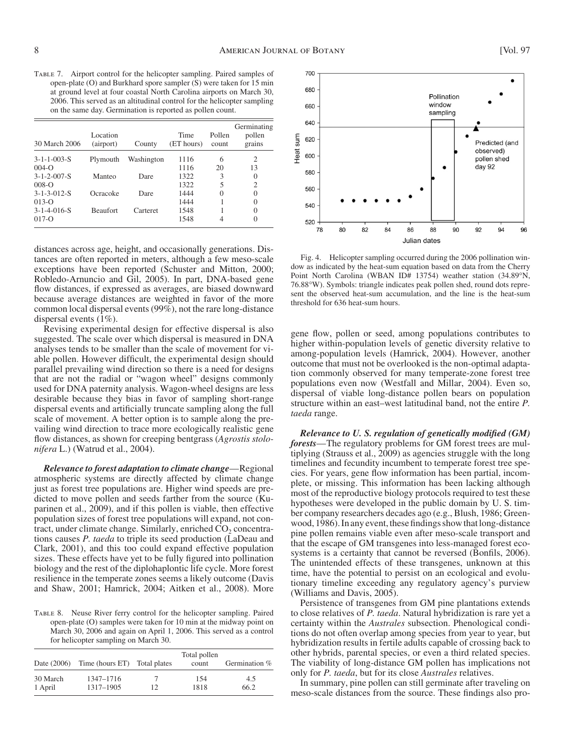Table 7. Airport control for the helicopter sampling. Paired samples of open-plate (O) and Burkhard spore sampler (S) were taken for 15 min at ground level at four coastal North Carolina airports on March 30, 2006. This served as an altitudinal control for the helicopter sampling on the same day. Germination is reported as pollen count.

| 30 March 2006 | Location (airport) | County | Time (ET hours) | Pollen count | Germinating pollen grains |
|---|---|---|---|---|---|
| 3-1-1-003-S | Plymouth | Washington | 1116 | 6 | 2 |
| 004-O | | | 1116 | 20 | 13 |
| 3-1-2-007-S | Manteo | Dare | 1322 | 3 | 0 |
| 008-O | | | 1322 | 5 | 2 |
| 3-1-3-012-S | Ocracoke | Dare | 1444 | 0 | 0 |
| 013-O | | | 1444 | 1 | 0 |
| 3-1-4-016-S | Beaufort | Carteret | 1548 | 1 | 0 |
| 017-O | | | 1548 | 4 | 0 |

distances across age, height, and occasionally generations. Distances are often reported in meters, although a few meso-scale exceptions have been reported (Schuster and Mitton, 2000; Robledo-Arnuncio and Gil, 2005). In part, DNA-based gene flow distances, if expressed as averages, are biased downward because average distances are weighted in favor of the more common local dispersal events (99%), not the rare long-distance dispersal events (1%).

Revising experimental design for effective dispersal is also suggested. The scale over which dispersal is measured in DNA analyses tends to be smaller than the scale of movement for viable pollen. However difficult, the experimental design should parallel prevailing wind direction so there is a need for designs that are not the radial or "wagon wheel" designs commonly used for DNA paternity analysis. Wagon-wheel designs are less desirable because they bias in favor of sampling short-range dispersal events and artificially truncate sampling along the full scale of movement. A better option is to sample along the prevailing wind direction to trace more ecologically realistic gene flow distances, as shown for creeping bentgrass (*Agrostis stolonifera* L.) (Watrud et al., 2004).

***Relevance to forest adaptation to climate change***—Regional atmospheric systems are directly affected by climate change just as forest tree populations are. Higher wind speeds are predicted to move pollen and seeds farther from the source (Kuparinen et al., 2009), and if this pollen is viable, then effective population sizes of forest tree populations will expand, not contract, under climate change. Similarly, enriched $CO_2$ concentrations causes *P. taeda* to triple its seed production (LaDeau and Clark, 2001), and this too could expand effective population sizes. These effects have yet to be fully figured into pollination biology and the rest of the diplohaplontic life cycle. More forest resilience in the temperate zones seems a likely outcome (Davis and Shaw, 2001; Hamrick, 2004; Aitken et al., 2008). More

Table 8. Neuse River ferry control for the helicopter sampling. Paired open-plate (O) samples were taken for 10 min at the midway point on March 30, 2006 and again on April 1, 2006. This served as a control for helicopter sampling on March 30.

| Date (2006) | Time (hours ET) | Total plates | Total pollen count | Germination % |
|---|---|---|---|---|
| 30 March | 1347–1716 | 7 | 154 | 4.5 |
| 1 April | 1317–1905 | 12 | 1818 | 66.2 |

Fig. 4. Helicopter sampling occurred during the 2006 pollination window as indicated by the heat-sum equation based on data from the Cherry Point North Carolina (WBAN ID# 13754) weather station (34.89°N, 76.88°W). Symbols: triangle indicates peak pollen shed, round dots represent the observed heat-sum accumulation, and the line is the heat-sum threshold for 636 heat-sum hours.

gene flow, pollen or seed, among populations contributes to higher within-population levels of genetic diversity relative to among-population levels (Hamrick, 2004). However, another outcome that must not be overlooked is the non-optimal adaptation commonly observed for many temperate-zone forest tree populations even now (Westfall and Millar, 2004). Even so, dispersal of viable long-distance pollen bears on population structure within an east–west latitudinal band, not the entire *P. taeda* range.

***Relevance to U. S. regulation of genetically modified (GM) forests***—The regulatory problems for GM forest trees are multiplying (Strauss et al., 2009) as agencies struggle with the long timelines and fecundity incumbent to temperate forest tree species. For years, gene flow information has been partial, incomplete, or missing. This information has been lacking although most of the reproductive biology protocols required to test these hypotheses were developed in the public domain by U. S. timber company researchers decades ago (e.g., Blush, 1986; Greenwood, 1986). In any event, these findings show that long-distance pine pollen remains viable even after meso-scale transport and that the escape of GM transgenes into less-managed forest ecosystems is a certainty that cannot be reversed (Bonfils, 2006). The unintended effects of these transgenes, unknown at this time, have the potential to persist on an ecological and evolutionary timeline exceeding any regulatory agency's purview (Williams and Davis, 2005).

Persistence of transgenes from GM pine plantations extends to close relatives of *P. taeda*. Natural hybridization is rare yet a certainty within the *Australes* subsection. Phenological conditions do not often overlap among species from year to year, but hybridization results in fertile adults capable of crossing back to other hybrids, parental species, or even a third related species. The viability of long-distance GM pollen has implications not only for *P. taeda*, but for its close *Australes* relatives.

In summary, pine pollen can still germinate after traveling on meso-scale distances from the source. These findings also pro-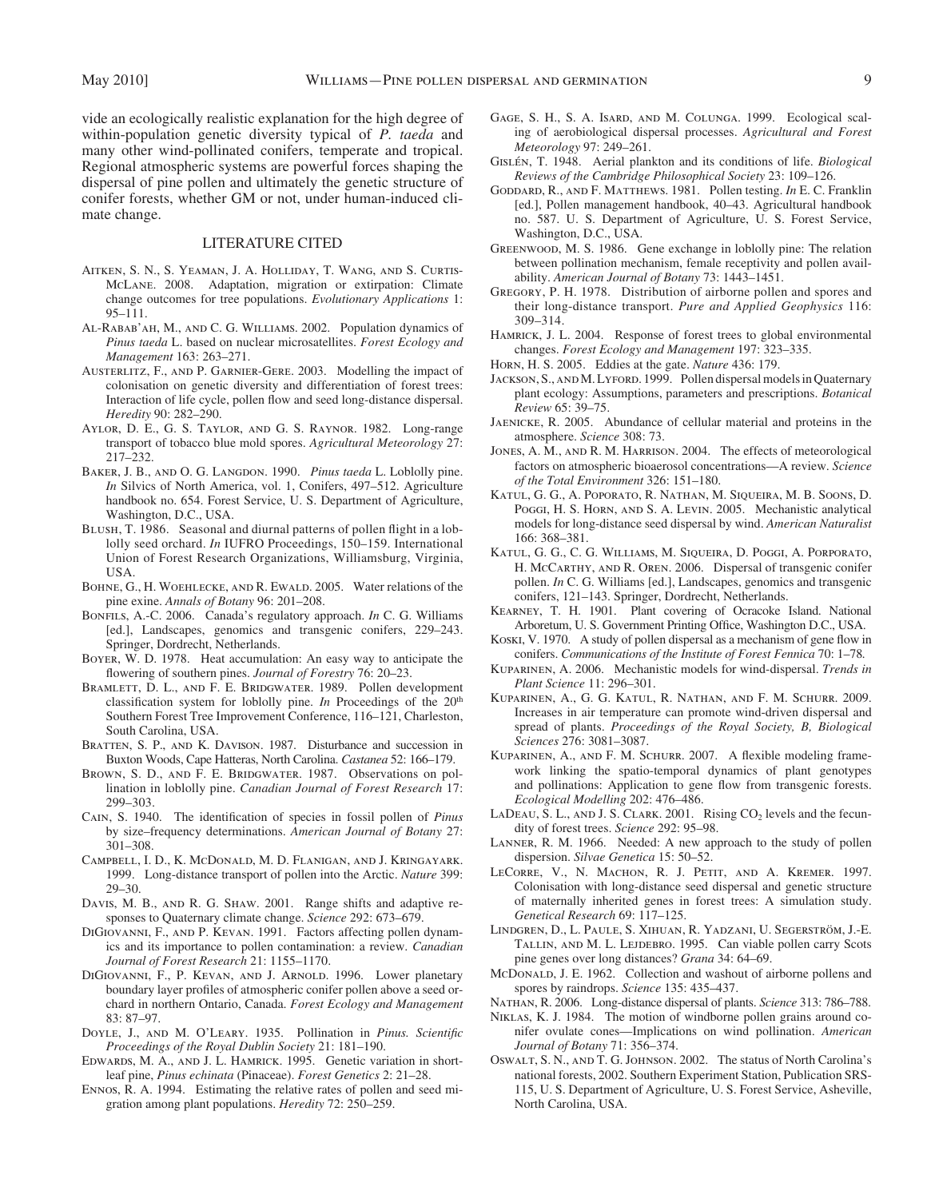vide an ecologically realistic explanation for the high degree of within-population genetic diversity typical of *P. taeda* and many other wind-pollinated conifers, temperate and tropical. Regional atmospheric systems are powerful forces shaping the dispersal of pine pollen and ultimately the genetic structure of conifer forests, whether GM or not, under human-induced climate change.

## LITERATURE CITED

Aitken, S. N., S. Yeaman, J. A. Holliday, T. Wang, and S. Curtis-McLane. 2008. Adaptation, migration or extirpation: Climate change outcomes for tree populations. *Evolutionary Applications* 1: 95–111.

Al-Rabab'ah, M., and C. G. Williams. 2002. Population dynamics of *Pinus taeda* L. based on nuclear microsatellites. *Forest Ecology and Management* 163: 263–271.

Austerlitz, F., and P. Garnier-Gere. 2003. Modelling the impact of colonisation on genetic diversity and differentiation of forest trees: Interaction of life cycle, pollen flow and seed long-distance dispersal. *Heredity* 90: 282–290.

Aylor, D. E., G. S. Taylor, and G. S. Raynor. 1982. Long-range transport of tobacco blue mold spores. *Agricultural Meteorology* 27: 217–232.

Baker, J. B., and O. G. Langdon. 1990. *Pinus taeda* L. Loblolly pine. *In* Silvics of North America, vol. 1, Conifers, 497–512. Agriculture handbook no. 654. Forest Service, U. S. Department of Agriculture, Washington, D.C., USA.

Blush, T. 1986. Seasonal and diurnal patterns of pollen flight in a loblolly seed orchard. *In* IUFRO Proceedings, 150–159. International Union of Forest Research Organizations, Williamsburg, Virginia, USA.

Bohne, G., H. Woehlecke, and R. Ewald. 2005. Water relations of the pine exine. *Annals of Botany* 96: 201–208.

Bonfils, A.-C. 2006. Canada's regulatory approach. *In* C. G. Williams [ed.], Landscapes, genomics and transgenic conifers, 229–243. Springer, Dordrecht, Netherlands.

Boyer, W. D. 1978. Heat accumulation: An easy way to anticipate the flowering of southern pines. *Journal of Forestry* 76: 20–23.

Bramlett, D. L., and F. E. Bridgwater. 1989. Pollen development classification system for loblolly pine. *In* Proceedings of the 20th Southern Forest Tree Improvement Conference, 116–121, Charleston, South Carolina, USA.

Bratten, S. P., and K. Davison. 1987. Disturbance and succession in Buxton Woods, Cape Hatteras, North Carolina. *Castanea* 52: 166–179.

Brown, S. D., and F. E. Bridgwater. 1987. Observations on pollination in loblolly pine. *Canadian Journal of Forest Research* 17: 299–303.

Cain, S. 1940. The identification of species in fossil pollen of *Pinus* by size–frequency determinations. *American Journal of Botany* 27: 301–308.

Campbell, I. D., K. McDonald, M. D. Flanigan, and J. Kringayark. 1999. Long-distance transport of pollen into the Arctic. *Nature* 399: 29–30.

Davis, M. B., and R. G. Shaw. 2001. Range shifts and adaptive responses to Quaternary climate change. *Science* 292: 673–679.

DiGiovanni, F., and P. Kevan. 1991. Factors affecting pollen dynamics and its importance to pollen contamination: a review. *Canadian Journal of Forest Research* 21: 1155–1170.

DiGiovanni, F., P. Kevan, and J. Arnold. 1996. Lower planetary boundary layer profiles of atmospheric conifer pollen above a seed orchard in northern Ontario, Canada. *Forest Ecology and Management* 83: 87–97.

Doyle, J., and M. O'Leary. 1935. Pollination in *Pinus. Scientific Proceedings of the Royal Dublin Society* 21: 181–190.

Edwards, M. A., and J. L. Hamrick. 1995. Genetic variation in shortleaf pine, *Pinus echinata* (Pinaceae). *Forest Genetics* 2: 21–28.

Ennos, R. A. 1994. Estimating the relative rates of pollen and seed migration among plant populations. *Heredity* 72: 250–259.

Gage, S. H., S. A. Isard, and M. Colunga. 1999. Ecological scaling of aerobiological dispersal processes. *Agricultural and Forest Meteorology* 97: 249–261.

Gislén, T. 1948. Aerial plankton and its conditions of life. *Biological Reviews of the Cambridge Philosophical Society* 23: 109–126.

Goddard, R., and F. Matthews. 1981. Pollen testing. *In* E. C. Franklin [ed.], Pollen management handbook, 40–43. Agricultural handbook no. 587. U. S. Department of Agriculture, U. S. Forest Service, Washington, D.C., USA.

Greenwood, M. S. 1986. Gene exchange in loblolly pine: The relation between pollination mechanism, female receptivity and pollen availability. *American Journal of Botany* 73: 1443–1451.

Gregory, P. H. 1978. Distribution of airborne pollen and spores and their long-distance transport. *Pure and Applied Geophysics* 116: 309–314.

Hamrick, J. L. 2004. Response of forest trees to global environmental changes. *Forest Ecology and Management* 197: 323–335.

Horn, H. S. 2005. Eddies at the gate. *Nature* 436: 179.

Jackson, S., and M. Lyford. 1999. Pollen dispersal models in Quaternary plant ecology: Assumptions, parameters and prescriptions. *Botanical Review* 65: 39–75.

Jaenicke, R. 2005. Abundance of cellular material and proteins in the atmosphere. *Science* 308: 73.

Jones, A. M., and R. M. Harrison. 2004. The effects of meteorological factors on atmospheric bioaerosol concentrations—A review. *Science of the Total Environment* 326: 151–180.

Katul, G. G., A. Poporato, R. Nathan, M. Siqueira, M. B. Soons, D. Poggi, H. S. Horn, and S. A. Levin. 2005. Mechanistic analytical models for long-distance seed dispersal by wind. *American Naturalist* 166: 368–381.

Katul, G. G., C. G. Williams, M. Siqueira, D. Poggi, A. Porporato, H. McCarthy, and R. Oren. 2006. Dispersal of transgenic conifer pollen. *In* C. G. Williams [ed.], Landscapes, genomics and transgenic conifers, 121–143. Springer, Dordrecht, Netherlands.

Kearney, T. H. 1901. Plant covering of Ocracoke Island. National Arboretum, U. S. Government Printing Office, Washington D.C., USA.

Koski, V. 1970. A study of pollen dispersal as a mechanism of gene flow in conifers. *Communications of the Institute of Forest Fennica* 70: 1–78.

Kuparinen, A. 2006. Mechanistic models for wind-dispersal. *Trends in Plant Science* 11: 296–301.

Kuparinen, A., G. G. Katul, R. Nathan, and F. M. Schurr. 2009. Increases in air temperature can promote wind-driven dispersal and spread of plants. *Proceedings of the Royal Society, B, Biological Sciences* 276: 3081–3087.

Kuparinen, A., and F. M. Schurr. 2007. A flexible modeling framework linking the spatio-temporal dynamics of plant genotypes and pollinations: Application to gene flow from transgenic forests. *Ecological Modelling* 202: 476–486.

LaDeau, S. L., and J. S. Clark. 2001. Rising $CO_2$ levels and the fecundity of forest trees. *Science* 292: 95–98.

Lanner, R. M. 1966. Needed: A new approach to the study of pollen dispersion. *Silvae Genetica* 15: 50–52.

LeCorre, V., N. Machon, R. J. Petit, and A. Kremer. 1997. Colonisation with long-distance seed dispersal and genetic structure of maternally inherited genes in forest trees: A simulation study. *Genetical Research* 69: 117–125.

Lindgren, D., L. Paule, S. Xihuan, R. Yadzani, U. Segerström, J.-E. Tallin, and M. L. Lejdebro. 1995. Can viable pollen carry Scots pine genes over long distances? *Grana* 34: 64–69.

McDonald, J. E. 1962. Collection and washout of airborne pollens and spores by raindrops. *Science* 135: 435–437.

Nathan, R. 2006. Long-distance dispersal of plants. *Science* 313: 786–788.

Niklas, K. J. 1984. The motion of windborne pollen grains around conifer ovulate cones—Implications on wind pollination. *American Journal of Botany* 71: 356–374.

Oswalt, S. N., and T. G. Johnson. 2002. The status of North Carolina's national forests, 2002. Southern Experiment Station, Publication SRS-115, U. S. Department of Agriculture, U. S. Forest Service, Asheville, North Carolina, USA.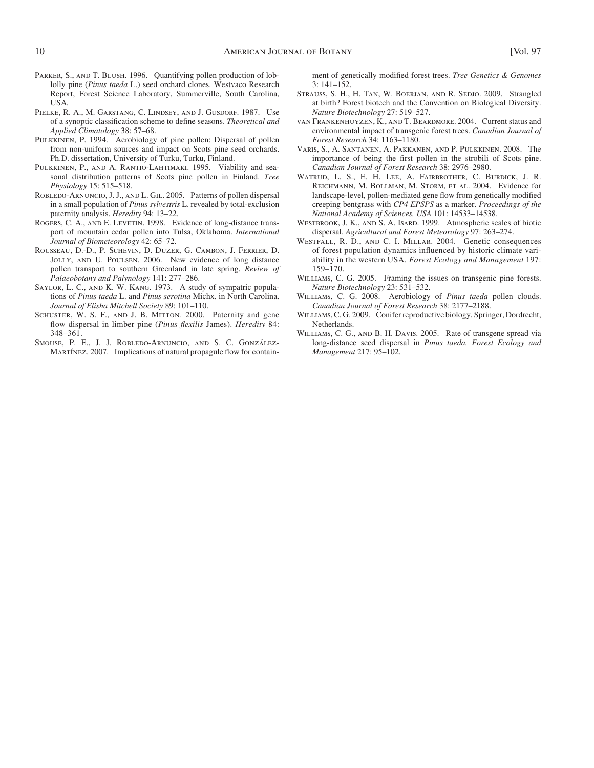Parker, S., and T. Blush. 1996. Quantifying pollen production of loblolly pine (*Pinus taeda* L.) seed orchard clones. Westvaco Research Report, Forest Science Laboratory, Summerville, South Carolina, USA.

Pielke, R. A., M. Garstang, C. Lindsey, and J. Gusdorf. 1987. Use of a synoptic classification scheme to define seasons. *Theoretical and Applied Climatology* 38: 57–68.

Pulkkinen, P. 1994. Aerobiology of pine pollen: Dispersal of pollen from non-uniform sources and impact on Scots pine seed orchards. Ph.D. dissertation, University of Turku, Turku, Finland.

Pulkkinen, P., and A. Rantio-Lahtimaki. 1995. Viability and seasonal distribution patterns of Scots pine pollen in Finland. *Tree Physiology* 15: 515–518.

Robledo-Arnuncio, J. J., and L. Gil. 2005. Patterns of pollen dispersal in a small population of *Pinus sylvestris* L. revealed by total-exclusion paternity analysis. *Heredity* 94: 13–22.

Rogers, C. A., and E. Levetin. 1998. Evidence of long-distance transport of mountain cedar pollen into Tulsa, Oklahoma. *International Journal of Biometeorology* 42: 65–72.

Rousseau, D.-D., P. Schevin, D. Duzer, G. Cambon, J. Ferrier, D. Jolly, and U. Poulsen. 2006. New evidence of long distance pollen transport to southern Greenland in late spring. *Review of Palaeobotany and Palynology* 141: 277–286.

Saylor, L. C., and K. W. Kang. 1973. A study of sympatric populations of *Pinus taeda* L. and *Pinus serotina* Michx. in North Carolina. *Journal of Elisha Mitchell Society* 89: 101–110.

Schuster, W. S. F., and J. B. Mitton. 2000. Paternity and gene flow dispersal in limber pine (*Pinus flexilis* James). *Heredity* 84: 348–361.

Smouse, P. E., J. J. Robledo-Arnuncio, and S. C. González-Martínez. 2007. Implications of natural propagule flow for containment of genetically modified forest trees. *Tree Genetics & Genomes* 3: 141–152.

Strauss, S. H., H. Tan, W. Boerjan, and R. Sedjo. 2009. Strangled at birth? Forest biotech and the Convention on Biological Diversity. *Nature Biotechnology* 27: 519–527.

van Frankenhuyzen, K., and T. Beardmore. 2004. Current status and environmental impact of transgenic forest trees. *Canadian Journal of Forest Research* 34: 1163–1180.

Varis, S., A. Santanen, A. Pakkanen, and P. Pulkkinen. 2008. The importance of being the first pollen in the strobili of Scots pine. *Canadian Journal of Forest Research* 38: 2976–2980.

Watrud, L. S., E. H. Lee, A. Fairbrother, C. Burdick, J. R. Reichmann, M. Bollman, M. Storm, et al. 2004. Evidence for landscape-level, pollen-mediated gene flow from genetically modified creeping bentgrass with *CP4 EPSPS* as a marker. *Proceedings of the National Academy of Sciences, USA* 101: 14533–14538.

Westbrook, J. K., and S. A. Isard. 1999. Atmospheric scales of biotic dispersal. *Agricultural and Forest Meteorology* 97: 263–274.

Westfall, R. D., and C. I. Millar. 2004. Genetic consequences of forest population dynamics influenced by historic climate variability in the western USA. *Forest Ecology and Management* 197: 159–170.

Williams, C. G. 2005. Framing the issues on transgenic pine forests. *Nature Biotechnology* 23: 531–532.

Williams, C. G. 2008. Aerobiology of *Pinus taeda* pollen clouds. *Canadian Journal of Forest Research* 38: 2177–2188.

Williams, C. G. 2009. Conifer reproductive biology. Springer, Dordrecht, Netherlands.

Williams, C. G., and B. H. Davis. 2005. Rate of transgene spread via long-distance seed dispersal in *Pinus taeda*. *Forest Ecology and Management* 217: 95–102.